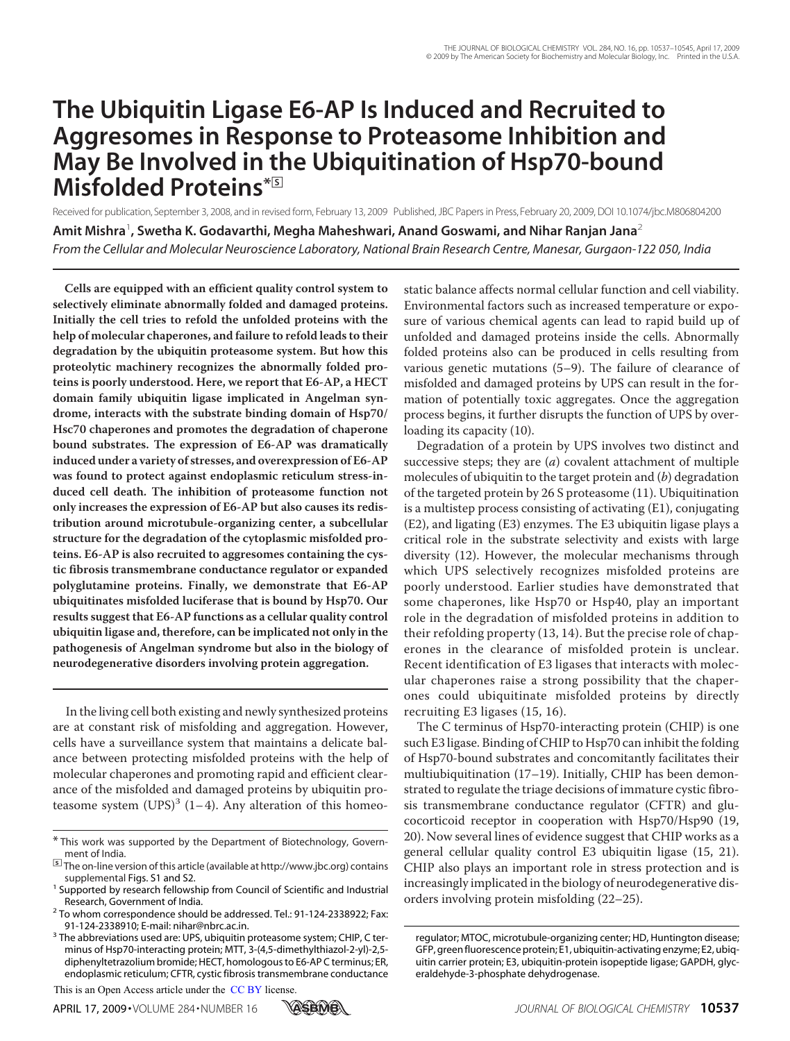# The Ubiquitin Ligase E6-AP Is Induced and Recruited to Aggresomes in Response to Proteasome Inhibition and May Be Involved in the Ubiquitination of Hsp70-bound Misfolded Proteins*[S]

Received for publication, September 3, 2008, and in revised form, February 13, 2009 Published, JBC Papers in Press, February 20, 2009, DOI 10.1074/jbc.M806804200

**Amit Mishra[1], Swetha K. Godavarthi, Megha Maheshwari, Anand Goswami, and Nihar Ranjan Jana[2]**

*From the Cellular and Molecular Neuroscience Laboratory, National Brain Research Centre, Manesar, Gurgaon-122 050, India*

**Cells are equipped with an efficient quality control system to selectively eliminate abnormally folded and damaged proteins. Initially the cell tries to refold the unfolded proteins with the help of molecular chaperones, and failure to refold leads to their degradation by the ubiquitin proteasome system. But how this proteolytic machinery recognizes the abnormally folded proteins is poorly understood. Here, we report that E6-AP, a HECT domain family ubiquitin ligase implicated in Angelman syndrome, interacts with the substrate binding domain of Hsp70/Hsc70 chaperones and promotes the degradation of chaperone bound substrates. The expression of E6-AP was dramatically induced under a variety of stresses, and overexpression of E6-AP was found to protect against endoplasmic reticulum stress-induced cell death. The inhibition of proteasome function not only increases the expression of E6-AP but also causes its redistribution around microtubule-organizing center, a subcellular structure for the degradation of the cytoplasmic misfolded proteins. E6-AP is also recruited to aggresomes containing the cystic fibrosis transmembrane conductance regulator or expanded polyglutamine proteins. Finally, we demonstrate that E6-AP ubiquitinates misfolded luciferase that is bound by Hsp70. Our results suggest that E6-AP functions as a cellular quality control ubiquitin ligase and, therefore, can be implicated not only in the pathogenesis of Angelman syndrome but also in the biology of neurodegenerative disorders involving protein aggregation.**

In the living cell both existing and newly synthesized proteins are at constant risk of misfolding and aggregation. However, cells have a surveillance system that maintains a delicate balance between protecting misfolded proteins with the help of molecular chaperones and promoting rapid and efficient clearance of the misfolded and damaged proteins by ubiquitin proteasome system (UPS)[3] (1–4). Any alteration of this homeostatic balance affects normal cellular function and cell viability. Environmental factors such as increased temperature or exposure of various chemical agents can lead to rapid build up of unfolded and damaged proteins inside the cells. Abnormally folded proteins also can be produced in cells resulting from various genetic mutations (5–9). The failure of clearance of misfolded and damaged proteins by UPS can result in the formation of potentially toxic aggregates. Once the aggregation process begins, it further disrupts the function of UPS by overloading its capacity (10).

Degradation of a protein by UPS involves two distinct and successive steps; they are (*a*) covalent attachment of multiple molecules of ubiquitin to the target protein and (*b*) degradation of the targeted protein by 26 S proteasome (11). Ubiquitination is a multistep process consisting of activating (E1), conjugating (E2), and ligating (E3) enzymes. The E3 ubiquitin ligase plays a critical role in the substrate selectivity and exists with large diversity (12). However, the molecular mechanisms through which UPS selectively recognizes misfolded proteins are poorly understood. Earlier studies have demonstrated that some chaperones, like Hsp70 or Hsp40, play an important role in the degradation of misfolded proteins in addition to their refolding property (13, 14). But the precise role of chaperones in the clearance of misfolded protein is unclear. Recent identification of E3 ligases that interacts with molecular chaperones raise a strong possibility that the chaperones could ubiquitinate misfolded proteins by directly recruiting E3 ligases (15, 16).

The C terminus of Hsp70-interacting protein (CHIP) is one such E3 ligase. Binding of CHIP to Hsp70 can inhibit the folding of Hsp70-bound substrates and concomitantly facilitates their multiubiquitination (17–19). Initially, CHIP has been demonstrated to regulate the triage decisions of immature cystic fibrosis transmembrane conductance regulator (CFTR) and glucocorticoid receptor in cooperation with Hsp70/Hsp90 (19, 20). Now several lines of evidence suggest that CHIP works as a general cellular quality control E3 ubiquitin ligase (15, 21). CHIP also plays an important role in stress protection and is increasingly implicated in the biology of neurodegenerative disorders involving protein misfolding (22–25).

\* This work was supported by the Department of Biotechnology, Government of India.

[S] The on-line version of this article (available at http://www.jbc.org) contains supplemental Figs. S1 and S2.

[1] Supported by research fellowship from Council of Scientific and Industrial Research, Government of India.

[2] To whom correspondence should be addressed. Tel.: 91-124-2338922; Fax: 91-124-2338910; E-mail: nihar@nbrc.ac.in.

[3] The abbreviations used are: UPS, ubiquitin proteasome system; CHIP, C terminus of Hsp70-interacting protein; MTT, 3-(4,5-dimethylthiazol-2-yl)-2,5-diphenyltetrazolium bromide; HECT, homologous to E6-AP C terminus; ER, endoplasmic reticulum; CFTR, cystic fibrosis transmembrane conductance regulator; MTOC, microtubule-organizing center; HD, Huntington disease; GFP, green fluorescence protein; E1, ubiquitin-activating enzyme; E2, ubiquitin carrier protein; E3, ubiquitin-protein isopeptide ligase; GAPDH, glyceraldehyde-3-phosphate dehydrogenase.

This is an Open Access article under the CC BY license.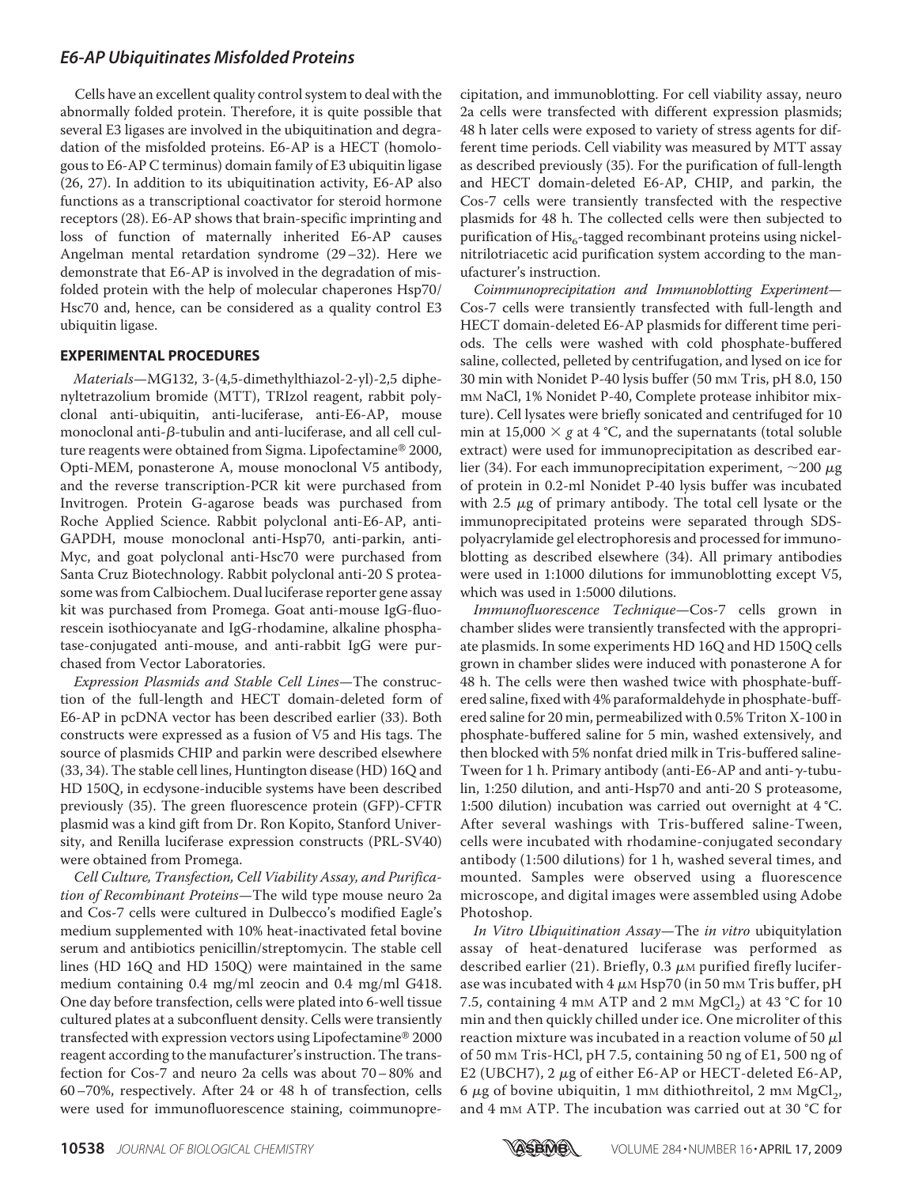Cells have an excellent quality control system to deal with the abnormally folded protein. Therefore, it is quite possible that several E3 ligases are involved in the ubiquitination and degradation of the misfolded proteins. E6-AP is a HECT (homologous to E6-AP C terminus) domain family of E3 ubiquitin ligase (26, 27). In addition to its ubiquitination activity, E6-AP also functions as a transcriptional coactivator for steroid hormone receptors (28). E6-AP shows that brain-specific imprinting and loss of function of maternally inherited E6-AP causes Angelman mental retardation syndrome (29–32). Here we demonstrate that E6-AP is involved in the degradation of misfolded protein with the help of molecular chaperones Hsp70/Hsc70 and, hence, can be considered as a quality control E3 ubiquitin ligase.

## EXPERIMENTAL PROCEDURES

*Materials*—MG132, 3-(4,5-dimethylthiazol-2-yl)-2,5 diphenyltetrazolium bromide (MTT), TRIzol reagent, rabbit polyclonal anti-ubiquitin, anti-luciferase, anti-E6-AP, mouse monoclonal anti-β-tubulin and anti-luciferase, and all cell culture reagents were obtained from Sigma. Lipofectamine® 2000, Opti-MEM, ponasterone A, mouse monoclonal V5 antibody, and the reverse transcription-PCR kit were purchased from Invitrogen. Protein G-agarose beads was purchased from Roche Applied Science. Rabbit polyclonal anti-E6-AP, anti-GAPDH, mouse monoclonal anti-Hsp70, anti-parkin, anti-Myc, and goat polyclonal anti-Hsc70 were purchased from Santa Cruz Biotechnology. Rabbit polyclonal anti-20 S proteasome was from Calbiochem. Dual luciferase reporter gene assay kit was purchased from Promega. Goat anti-mouse IgG-fluorescein isothiocyanate and IgG-rhodamine, alkaline phosphatase-conjugated anti-mouse, and anti-rabbit IgG were purchased from Vector Laboratories.

*Expression Plasmids and Stable Cell Lines*—The construction of the full-length and HECT domain-deleted form of E6-AP in pcDNA vector has been described earlier (33). Both constructs were expressed as a fusion of V5 and His tags. The source of plasmids CHIP and parkin were described elsewhere (33, 34). The stable cell lines, Huntington disease (HD) 16Q and HD 150Q, in ecdysone-inducible systems have been described previously (35). The green fluorescence protein (GFP)-CFTR plasmid was a kind gift from Dr. Ron Kopito, Stanford University, and Renilla luciferase expression constructs (PRL-SV40) were obtained from Promega.

*Cell Culture, Transfection, Cell Viability Assay, and Purification of Recombinant Proteins*—The wild type mouse neuro 2a and Cos-7 cells were cultured in Dulbecco's modified Eagle's medium supplemented with 10% heat-inactivated fetal bovine serum and antibiotics penicillin/streptomycin. The stable cell lines (HD 16Q and HD 150Q) were maintained in the same medium containing 0.4 mg/ml zeocin and 0.4 mg/ml G418. One day before transfection, cells were plated into 6-well tissue cultured plates at a subconfluent density. Cells were transiently transfected with expression vectors using Lipofectamine® 2000 reagent according to the manufacturer's instruction. The transfection for Cos-7 and neuro 2a cells was about 70–80% and 60–70%, respectively. After 24 or 48 h of transfection, cells were used for immunofluorescence staining, coimmunoprecipitation, and immunoblotting. For cell viability assay, neuro 2a cells were transfected with different expression plasmids; 48 h later cells were exposed to variety of stress agents for different time periods. Cell viability was measured by MTT assay as described previously (35). For the purification of full-length and HECT domain-deleted E6-AP, CHIP, and parkin, the Cos-7 cells were transiently transfected with the respective plasmids for 48 h. The collected cells were then subjected to purification of $His_6$-tagged recombinant proteins using nickel-nitrilotriacetic acid purification system according to the manufacturer's instruction.

*Coimmunoprecipitation and Immunoblotting Experiment*—Cos-7 cells were transiently transfected with full-length and HECT domain-deleted E6-AP plasmids for different time periods. The cells were washed with cold phosphate-buffered saline, collected, pelleted by centrifugation, and lysed on ice for 30 min with Nonidet P-40 lysis buffer (50 mM Tris, pH 8.0, 150 mM NaCl, 1% Nonidet P-40, Complete protease inhibitor mixture). Cell lysates were briefly sonicated and centrifuged for 10 min at 15,000 × *g* at 4 °C, and the supernatants (total soluble extract) were used for immunoprecipitation as described earlier (34). For each immunoprecipitation experiment, ~200 μg of protein in 0.2-ml Nonidet P-40 lysis buffer was incubated with 2.5 μg of primary antibody. The total cell lysate or the immunoprecipitated proteins were separated through SDS-polyacrylamide gel electrophoresis and processed for immunoblotting as described elsewhere (34). All primary antibodies were used in 1:1000 dilutions for immunoblotting except V5, which was used in 1:5000 dilutions.

*Immunofluorescence Technique*—Cos-7 cells grown in chamber slides were transiently transfected with the appropriate plasmids. In some experiments HD 16Q and HD 150Q cells grown in chamber slides were induced with ponasterone A for 48 h. The cells were then washed twice with phosphate-buffered saline, fixed with 4% paraformaldehyde in phosphate-buffered saline for 20 min, permeabilized with 0.5% Triton X-100 in phosphate-buffered saline for 5 min, washed extensively, and then blocked with 5% nonfat dried milk in Tris-buffered saline-Tween for 1 h. Primary antibody (anti-E6-AP and anti-γ-tubulin, 1:250 dilution, and anti-Hsp70 and anti-20 S proteasome, 1:500 dilution) incubation was carried out overnight at 4 °C. After several washings with Tris-buffered saline-Tween, cells were incubated with rhodamine-conjugated secondary antibody (1:500 dilutions) for 1 h, washed several times, and mounted. Samples were observed using a fluorescence microscope, and digital images were assembled using Adobe Photoshop.

*In Vitro Ubiquitination Assay*—The *in vitro* ubiquitylation assay of heat-denatured luciferase was performed as described earlier (21). Briefly, 0.3 μM purified firefly luciferase was incubated with 4 μM Hsp70 (in 50 mM Tris buffer, pH 7.5, containing 4 mM ATP and 2 mM $MgCl_2$) at 43 °C for 10 min and then quickly chilled under ice. One microliter of this reaction mixture was incubated in a reaction volume of 50 μl of 50 mM Tris-HCl, pH 7.5, containing 50 ng of E1, 500 ng of E2 (UBCH7), 2 μg of either E6-AP or HECT-deleted E6-AP, 6 μg of bovine ubiquitin, 1 mM dithiothreitol, 2 mM $MgCl_2$, and 4 mM ATP. The incubation was carried out at 30 °C for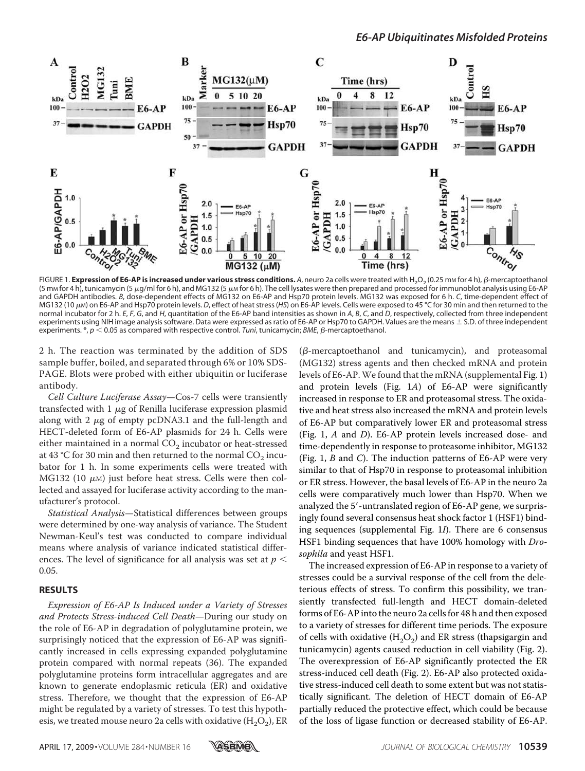A
Control H2O2 MG132 Tuni BME
kDa
100 – E6-AP
37 – GAPDH

B
Marker MG132(μM)
0 5 10 20
kDa
100 – E6-AP
75 – Hsp70
50 –
37 – GAPDH

C
Time (hrs)
kDa 0 4 8 12
100 – E6-AP
75 – Hsp70
37 – GAPDH

D
Control HS
kDa
100 – E6-AP
75 – Hsp70
37 – GAPDH

E
E6-AP/GAPDH
1.0
0.5
0.0
Control H2O2 MG132 Tuni BME

F
E6-AP or Hsp70 /GAPDH
2.0
1.5
1.0
0.5
0.0
E6-AP
Hsp70
0 5 10 20
MG132 (μM)

G
E6-AP or Hsp70 /GAPDH
2.0
1.5
1.0
0.5
0.0
E6-AP
Hsp70
0 4 8 12
Time (hrs)

H
E6-AP or Hsp70 /GAPDH
4
3
2
1
0
E6-AP
Hsp70
Control HS

FIGURE 1. **Expression of E6-AP is increased under various stress conditions.** *A*, neuro 2a cells were treated with $H_2O_2$ (0.25 mM for 4 h), β-mercaptoethanol (5 mM for 4 h), tunicamycin (5 μg/ml for 6 h), and MG132 (5 μM for 6 h). The cell lysates were then prepared and processed for immunoblot analysis using E6-AP and GAPDH antibodies. *B*, dose-dependent effects of MG132 on E6-AP and Hsp70 protein levels. MG132 was exposed for 6 h. *C*, time-dependent effect of MG132 (10 μM) on E6-AP and Hsp70 protein levels. *D*, effect of heat stress (*HS*) on E6-AP levels. Cells were exposed to 45 °C for 30 min and then returned to the normal incubator for 2 h. *E*, *F*, *G*, and *H*, quantitation of the E6-AP band intensities as shown in *A*, *B*, *C*, and *D*, respectively, collected from three independent experiments using NIH image analysis software. Data were expressed as ratio of E6-AP or Hsp70 to GAPDH. Values are the means ± S.D. of three independent experiments. *, $p < 0.05$ as compared with respective control. *Tuni*, tunicamycin; *BME*, β-mercaptoethanol.

2 h. The reaction was terminated by the addition of SDS sample buffer, boiled, and separated through 6% or 10% SDS-PAGE. Blots were probed with either ubiquitin or luciferase antibody.

*Cell Culture Luciferase Assay*—Cos-7 cells were transiently transfected with 1 μg of Renilla luciferase expression plasmid along with 2 μg of empty pcDNA3.1 and the full-length and HECT-deleted form of E6-AP plasmids for 24 h. Cells were either maintained in a normal $CO_2$ incubator or heat-stressed at 43 °C for 30 min and then returned to the normal $CO_2$ incubator for 1 h. In some experiments cells were treated with MG132 (10 μM) just before heat stress. Cells were then collected and assayed for luciferase activity according to the manufacturer's protocol.

*Statistical Analysis*—Statistical differences between groups were determined by one-way analysis of variance. The Student Newman-Keul's test was conducted to compare individual means where analysis of variance indicated statistical differences. The level of significance for all analysis was set at $p < 0.05$.

## RESULTS

*Expression of E6-AP Is Induced under a Variety of Stresses and Protects Stress-induced Cell Death*—During our study on the role of E6-AP in degradation of polyglutamine protein, we surprisingly noticed that the expression of E6-AP was significantly increased in cells expressing expanded polyglutamine protein compared with normal repeats (36). The expanded polyglutamine proteins form intracellular aggregates and are known to generate endoplasmic reticula (ER) and oxidative stress. Therefore, we thought that the expression of E6-AP might be regulated by a variety of stresses. To test this hypothesis, we treated mouse neuro 2a cells with oxidative ($H_2O_2$), ER (β-mercaptoethanol and tunicamycin), and proteasomal (MG132) stress agents and then checked mRNA and protein levels of E6-AP. We found that the mRNA (supplemental Fig. 1) and protein levels (Fig. 1*A*) of E6-AP were significantly increased in response to ER and proteasomal stress. The oxidative and heat stress also increased the mRNA and protein levels of E6-AP but comparatively lower ER and proteasomal stress (Fig. 1, *A* and *D*). E6-AP protein levels increased dose- and time-dependently in response to proteasome inhibitor, MG132 (Fig. 1, *B* and *C*). The induction patterns of E6-AP were very similar to that of Hsp70 in response to proteasomal inhibition or ER stress. However, the basal levels of E6-AP in the neuro 2a cells were comparatively much lower than Hsp70. When we analyzed the 5′-untranslated region of E6-AP gene, we surprisingly found several consensus heat shock factor 1 (HSF1) binding sequences (supplemental Fig. 1*I*). There are 6 consensus HSF1 binding sequences that have 100% homology with *Drosophila* and yeast HSF1.

The increased expression of E6-AP in response to a variety of stresses could be a survival response of the cell from the deleterious effects of stress. To confirm this possibility, we transiently transfected full-length and HECT domain-deleted forms of E6-AP into the neuro 2a cells for 48 h and then exposed to a variety of stresses for different time periods. The exposure of cells with oxidative ($H_2O_2$) and ER stress (thapsigargin and tunicamycin) agents caused reduction in cell viability (Fig. 2). The overexpression of E6-AP significantly protected the ER stress-induced cell death (Fig. 2). E6-AP also protected oxidative stress-induced cell death to some extent but was not statistically significant. The deletion of HECT domain of E6-AP partially reduced the protective effect, which could be because of the loss of ligase function or decreased stability of E6-AP.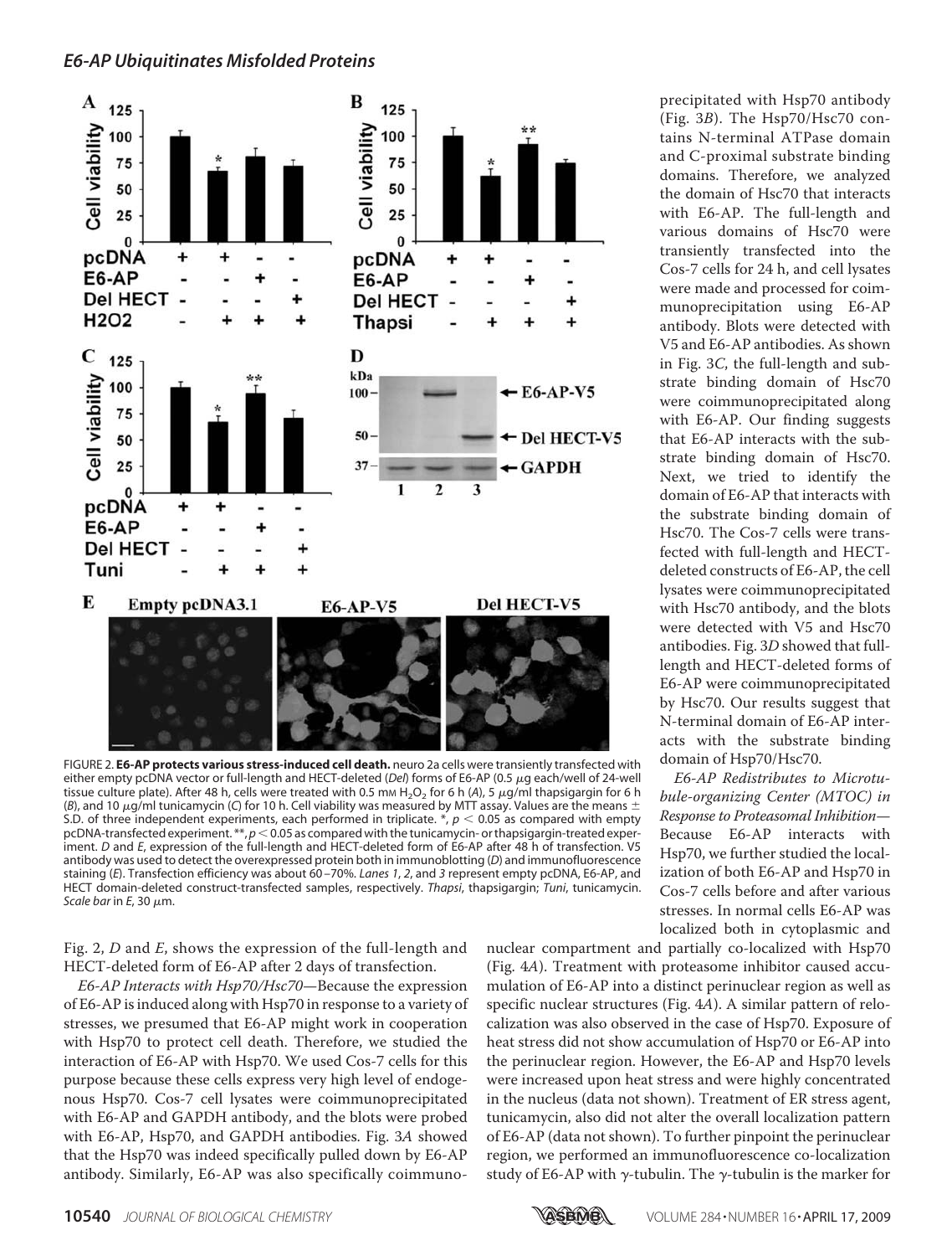A

Cell viability

125
100
75
50
25
0

pcDNA + + - -
E6-AP - - + -
Del HECT - - - +
H2O2 - + + +

B

Cell viability

125
100
75
50
25
0

pcDNA + + - -
E6-AP - - + -
Del HECT - - - +
Thapsi - + + +

C

Cell viability

125
100
75
50
25
0

pcDNA + + - -
E6-AP - - + -
Del HECT - - - +
Tuni - + + +

D

kDa
100 – ← E6-AP-V5
50 – ← Del HECT-V5
37 – ← GAPDH
1 2 3

E

Empty pcDNA3.1 E6-AP-V5 Del HECT-V5

FIGURE 2. **E6-AP protects various stress-induced cell death.** neuro 2a cells were transiently transfected with either empty pcDNA vector or full-length and HECT-deleted (*Del*) forms of E6-AP (0.5 μg each/well of 24-well tissue culture plate). After 48 h, cells were treated with 0.5 mM $H_2O_2$ for 6 h (*A*), 5 μg/ml thapsigargin for 6 h (*B*), and 10 μg/ml tunicamycin (*C*) for 10 h. Cell viability was measured by MTT assay. Values are the means ± S.D. of three independent experiments, each performed in triplicate. *, $p < 0.05$ as compared with empty pcDNA-transfected experiment. **, $p < 0.05$ as compared with the tunicamycin- or thapsigargin-treated experiment. *D* and *E*, expression of the full-length and HECT-deleted form of E6-AP after 48 h of transfection. V5 antibody was used to detect the overexpressed protein both in immunoblotting (*D*) and immunofluorescence staining (*E*). Transfection efficiency was about 60–70%. *Lanes 1*, *2*, and *3* represent empty pcDNA, E6-AP, and HECT domain-deleted construct-transfected samples, respectively. *Thapsi*, thapsigargin; *Tuni*, tunicamycin. *Scale bar* in *E*, 30 μm.

Fig. 2, *D* and *E*, shows the expression of the full-length and HECT-deleted form of E6-AP after 2 days of transfection.

*E6-AP Interacts with Hsp70/Hsc70*—Because the expression of E6-AP is induced along with Hsp70 in response to a variety of stresses, we presumed that E6-AP might work in cooperation with Hsp70 to protect cell death. Therefore, we studied the interaction of E6-AP with Hsp70. We used Cos-7 cells for this purpose because these cells express very high level of endogenous Hsp70. Cos-7 cell lysates were coimmunoprecipitated with E6-AP and GAPDH antibody, and the blots were probed with E6-AP, Hsp70, and GAPDH antibodies. Fig. 3*A* showed that the Hsp70 was indeed specifically pulled down by E6-AP antibody. Similarly, E6-AP was also specifically coimmunoprecipitated with Hsp70 antibody (Fig. 3*B*). The Hsp70/Hsc70 contains N-terminal ATPase domain and C-proximal substrate binding domains. Therefore, we analyzed the domain of Hsc70 that interacts with E6-AP. The full-length and various domains of Hsc70 were transiently transfected into the Cos-7 cells for 24 h, and cell lysates were made and processed for coimmunoprecipitation using E6-AP antibody. Blots were detected with V5 and E6-AP antibodies. As shown in Fig. 3*C*, the full-length and substrate binding domain of Hsc70 were coimmunoprecipitated along with E6-AP. Our finding suggests that E6-AP interacts with the substrate binding domain of Hsc70. Next, we tried to identify the domain of E6-AP that interacts with the substrate binding domain of Hsc70. The Cos-7 cells were transfected with full-length and HECT-deleted constructs of E6-AP, the cell lysates were coimmunoprecipitated with Hsc70 antibody, and the blots were detected with V5 and Hsc70 antibodies. Fig. 3*D* showed that full-length and HECT-deleted forms of E6-AP were coimmunoprecipitated by Hsc70. Our results suggest that N-terminal domain of E6-AP interacts with the substrate binding domain of Hsp70/Hsc70.

*E6-AP Redistributes to Microtubule-organizing Center (MTOC) in Response to Proteasomal Inhibition*—Because E6-AP interacts with Hsp70, we further studied the localization of both E6-AP and Hsp70 in Cos-7 cells before and after various stresses. In normal cells E6-AP was localized both in cytoplasmic and nuclear compartment and partially co-localized with Hsp70 (Fig. 4*A*). Treatment with proteasome inhibitor caused accumulation of E6-AP into a distinct perinuclear region as well as specific nuclear structures (Fig. 4*A*). A similar pattern of relocalization was also observed in the case of Hsp70. Exposure of heat stress did not show accumulation of Hsp70 or E6-AP into the perinuclear region. However, the E6-AP and Hsp70 levels were increased upon heat stress and were highly concentrated in the nucleus (data not shown). Treatment of ER stress agent, tunicamycin, also did not alter the overall localization pattern of E6-AP (data not shown). To further pinpoint the perinuclear region, we performed an immunofluorescence co-localization study of E6-AP with γ-tubulin. The γ-tubulin is the marker for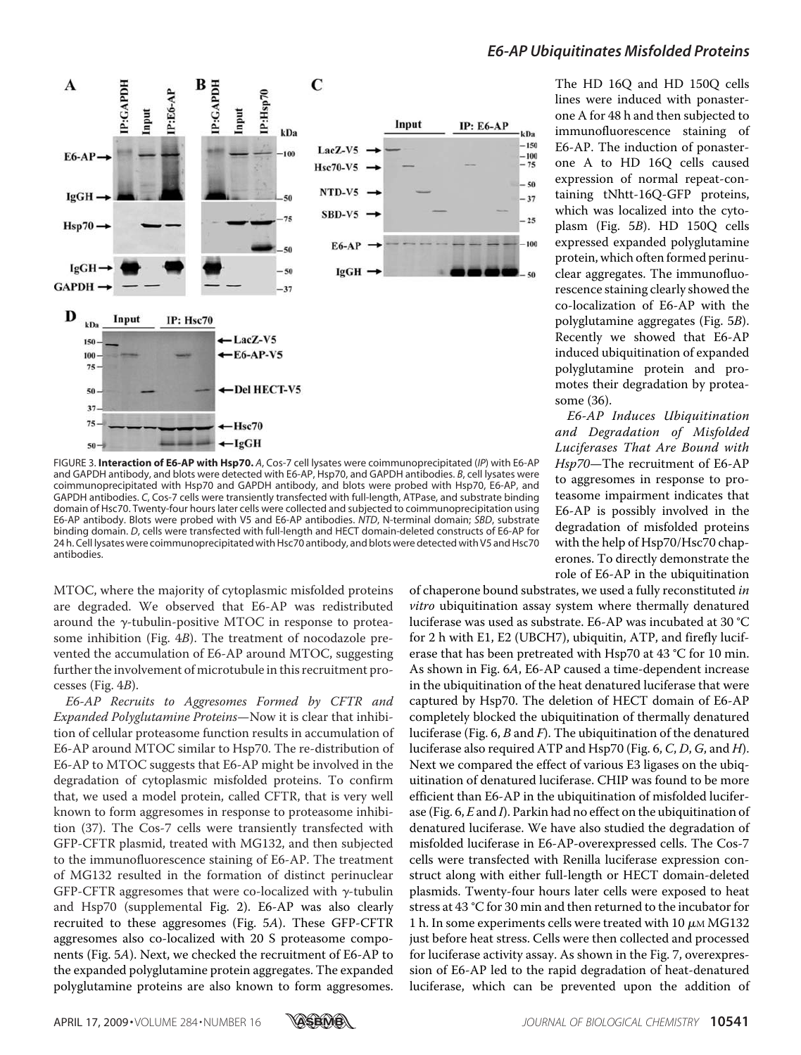A B C

IP:GAPDH Input IP:E6-AP

IP:GAPDH Input IP:Hsp70

kDa

E6-AP→

IgGH→

Hsp70→

IgGH→

GAPDH→

-100

-50

-75

-50

-50

-37

Input IP: E6-AP

LacZ-V5

Hsc70-V5

NTD-V5

SBD-V5

E6-AP

IgGH

kDa

-150

-100

-75

-50

-37

-25

-100

-50

D

kDa Input IP: Hsc70

150-

100-

75-

50-

37-

75-

50-

←LacZ-V5

←E6-AP-V5

←Del HECT-V5

←Hsc70

←IgGH

FIGURE 3. **Interaction of E6-AP with Hsp70.** *A*, Cos-7 cell lysates were coimmunoprecipitated (*IP*) with E6-AP and GAPDH antibody, and blots were detected with E6-AP, Hsp70, and GAPDH antibodies. *B*, cell lysates were coimmunoprecipitated with Hsp70 and GAPDH antibody, and blots were probed with Hsp70, E6-AP, and GAPDH antibodies. *C*, Cos-7 cells were transiently transfected with full-length, ATPase, and substrate binding domain of Hsc70. Twenty-four hours later cells were collected and subjected to coimmunoprecipitation using E6-AP antibody. Blots were probed with V5 and E6-AP antibodies. *NTD*, N-terminal domain; *SBD*, substrate binding domain. *D*, cells were transfected with full-length and HECT domain-deleted constructs of E6-AP for 24 h. Cell lysates were coimmunoprecipitated with Hsc70 antibody, and blots were detected with V5 and Hsc70 antibodies.

MTOC, where the majority of cytoplasmic misfolded proteins are degraded. We observed that E6-AP was redistributed around the γ-tubulin-positive MTOC in response to proteasome inhibition (Fig. 4*B*). The treatment of nocodazole prevented the accumulation of E6-AP around MTOC, suggesting further the involvement of microtubule in this recruitment processes (Fig. 4*B*).

*E6-AP Recruits to Aggresomes Formed by CFTR and Expanded Polyglutamine Proteins*—Now it is clear that inhibition of cellular proteasome function results in accumulation of E6-AP around MTOC similar to Hsp70. The re-distribution of E6-AP to MTOC suggests that E6-AP might be involved in the degradation of cytoplasmic misfolded proteins. To confirm that, we used a model protein, called CFTR, that is very well known to form aggresomes in response to proteasome inhibition (37). The Cos-7 cells were transiently transfected with GFP-CFTR plasmid, treated with MG132, and then subjected to the immunofluorescence staining of E6-AP. The treatment of MG132 resulted in the formation of distinct perinuclear GFP-CFTR aggresomes that were co-localized with γ-tubulin and Hsp70 (supplemental Fig. 2). E6-AP was also clearly recruited to these aggresomes (Fig. 5*A*). These GFP-CFTR aggresomes also co-localized with 20 S proteasome components (Fig. 5*A*). Next, we checked the recruitment of E6-AP to the expanded polyglutamine protein aggregates. The expanded polyglutamine proteins are also known to form aggresomes. The HD 16Q and HD 150Q cells lines were induced with ponasterone A for 48 h and then subjected to immunofluorescence staining of E6-AP. The induction of ponasterone A to HD 16Q cells caused expression of normal repeat-containing tNhtt-16Q-GFP proteins, which was localized into the cytoplasm (Fig. 5*B*). HD 150Q cells expressed expanded polyglutamine protein, which often formed perinuclear aggregates. The immunofluorescence staining clearly showed the co-localization of E6-AP with the polyglutamine aggregates (Fig. 5*B*). Recently we showed that E6-AP induced ubiquitination of expanded polyglutamine protein and promotes their degradation by proteasome (36).

*E6-AP Induces Ubiquitination and Degradation of Misfolded Luciferases That Are Bound with Hsp70*—The recruitment of E6-AP to aggresomes in response to proteasome impairment indicates that E6-AP is possibly involved in the degradation of misfolded proteins with the help of Hsp70/Hsc70 chaperones. To directly demonstrate the role of E6-AP in the ubiquitination of chaperone bound substrates, we used a fully reconstituted *in vitro* ubiquitination assay system where thermally denatured luciferase was used as substrate. E6-AP was incubated at 30 °C for 2 h with E1, E2 (UBCH7), ubiquitin, ATP, and firefly luciferase that has been pretreated with Hsp70 at 43 °C for 10 min. As shown in Fig. 6*A*, E6-AP caused a time-dependent increase in the ubiquitination of the heat denatured luciferase that were captured by Hsp70. The deletion of HECT domain of E6-AP completely blocked the ubiquitination of thermally denatured luciferase (Fig. 6, *B* and *F*). The ubiquitination of the denatured luciferase also required ATP and Hsp70 (Fig. 6, *C*, *D*, *G*, and *H*). Next we compared the effect of various E3 ligases on the ubiquitination of denatured luciferase. CHIP was found to be more efficient than E6-AP in the ubiquitination of misfolded luciferase (Fig. 6, *E* and *I*). Parkin had no effect on the ubiquitination of denatured luciferase. We have also studied the degradation of misfolded luciferase in E6-AP-overexpressed cells. The Cos-7 cells were transfected with Renilla luciferase expression construct along with either full-length or HECT domain-deleted plasmids. Twenty-four hours later cells were exposed to heat stress at 43 °C for 30 min and then returned to the incubator for 1 h. In some experiments cells were treated with 10 $\mu$M MG132 just before heat stress. Cells were then collected and processed for luciferase activity assay. As shown in the Fig. 7, overexpression of E6-AP led to the rapid degradation of heat-denatured luciferase, which can be prevented upon the addition of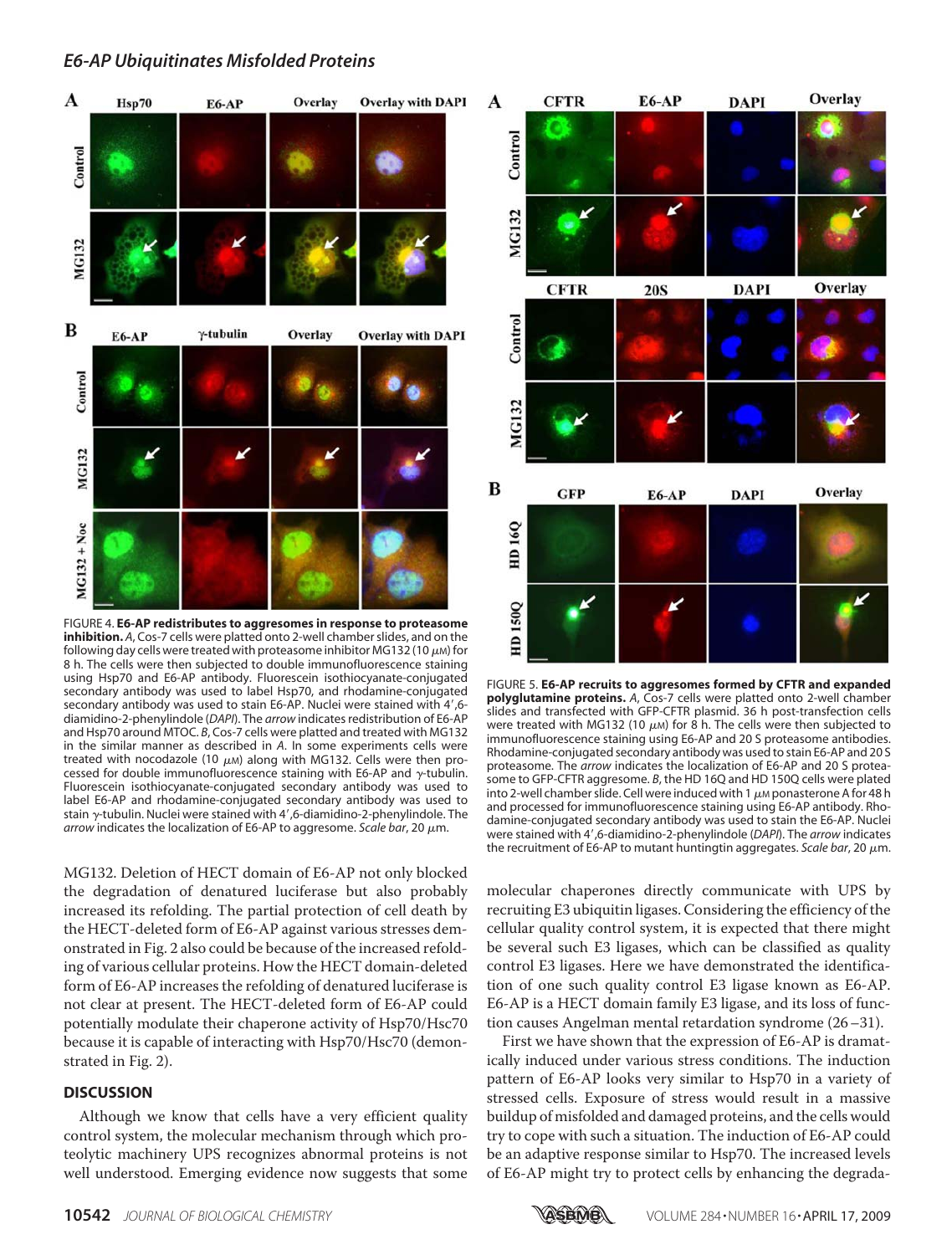FIGURE 4. **E6-AP redistributes to aggresomes in response to proteasome inhibition.** *A*, Cos-7 cells were platted onto 2-well chamber slides, and on the following day cells were treated with proteasome inhibitor MG132 (10 $\mu$M) for 8 h. The cells were then subjected to double immunofluorescence staining using Hsp70 and E6-AP antibody. Fluorescein isothiocyanate-conjugated secondary antibody was used to label Hsp70, and rhodamine-conjugated secondary antibody was used to stain E6-AP. Nuclei were stained with 4′,6-diamidino-2-phenylindole (*DAPI*). The *arrow* indicates redistribution of E6-AP and Hsp70 around MTOC. *B*, Cos-7 cells were platted and treated with MG132 in the similar manner as described in *A*. In some experiments cells were treated with nocodazole (10 $\mu$M) along with MG132. Cells were then processed for double immunofluorescence staining with E6-AP and $\gamma$-tubulin. Fluorescein isothiocyanate-conjugated secondary antibody was used to label E6-AP and rhodamine-conjugated secondary antibody was used to stain $\gamma$-tubulin. Nuclei were stained with 4′,6-diamidino-2-phenylindole. The *arrow* indicates the localization of E6-AP to aggresome. *Scale bar*, 20 $\mu$m.

FIGURE 5. **E6-AP recruits to aggresomes formed by CFTR and expanded polyglutamine proteins.** *A*, Cos-7 cells were plated onto 2-well chamber slides and transfected with GFP-CFTR plasmid. 36 h post-transfection cells were treated with MG132 (10 $\mu$M) for 8 h. The cells were then subjected to immunofluorescence staining using E6-AP and 20 S proteasome antibodies. Rhodamine-conjugated secondary antibody was used to stain E6-AP and 20 S proteasome. The *arrow* indicates the localization of E6-AP and 20 S proteasome to GFP-CFTR aggresome. *B*, the HD 16Q and HD 150Q cells were plated into 2-well chamber slide. Cell were induced with 1 $\mu$M ponasterone A for 48 h and processed for immunofluorescence staining using E6-AP antibody. Rhodamine-conjugated secondary antibody was used to stain the E6-AP. Nuclei were stained with 4′,6-diamidino-2-phenylindole (*DAPI*). The *arrow* indicates the recruitment of E6-AP to mutant huntingtin aggregates. *Scale bar*, 20 $\mu$m.

MG132. Deletion of HECT domain of E6-AP not only blocked the degradation of denatured luciferase but also probably increased its refolding. The partial protection of cell death by the HECT-deleted form of E6-AP against various stresses demonstrated in Fig. 2 also could be because of the increased refolding of various cellular proteins. How the HECT domain-deleted form of E6-AP increases the refolding of denatured luciferase is not clear at present. The HECT-deleted form of E6-AP could potentially modulate their chaperone activity of Hsp70/Hsc70 because it is capable of interacting with Hsp70/Hsc70 (demonstrated in Fig. 2).

## DISCUSSION

Although we know that cells have a very efficient quality control system, the molecular mechanism through which proteolytic machinery UPS recognizes abnormal proteins is not well understood. Emerging evidence now suggests that some molecular chaperones directly communicate with UPS by recruiting E3 ubiquitin ligases. Considering the efficiency of the cellular quality control system, it is expected that there might be several such E3 ligases, which can be classified as quality control E3 ligases. Here we have demonstrated the identification of one such quality control E3 ligase known as E6-AP. E6-AP is a HECT domain family E3 ligase, and its loss of function causes Angelman mental retardation syndrome (26–31).

First we have shown that the expression of E6-AP is dramatically induced under various stress conditions. The induction pattern of E6-AP looks very similar to Hsp70 in a variety of stressed cells. Exposure of stress would result in a massive buildup of misfolded and damaged proteins, and the cells would try to cope with such a situation. The induction of E6-AP could be an adaptive response similar to Hsp70. The increased levels of E6-AP might try to protect cells by enhancing the degrada-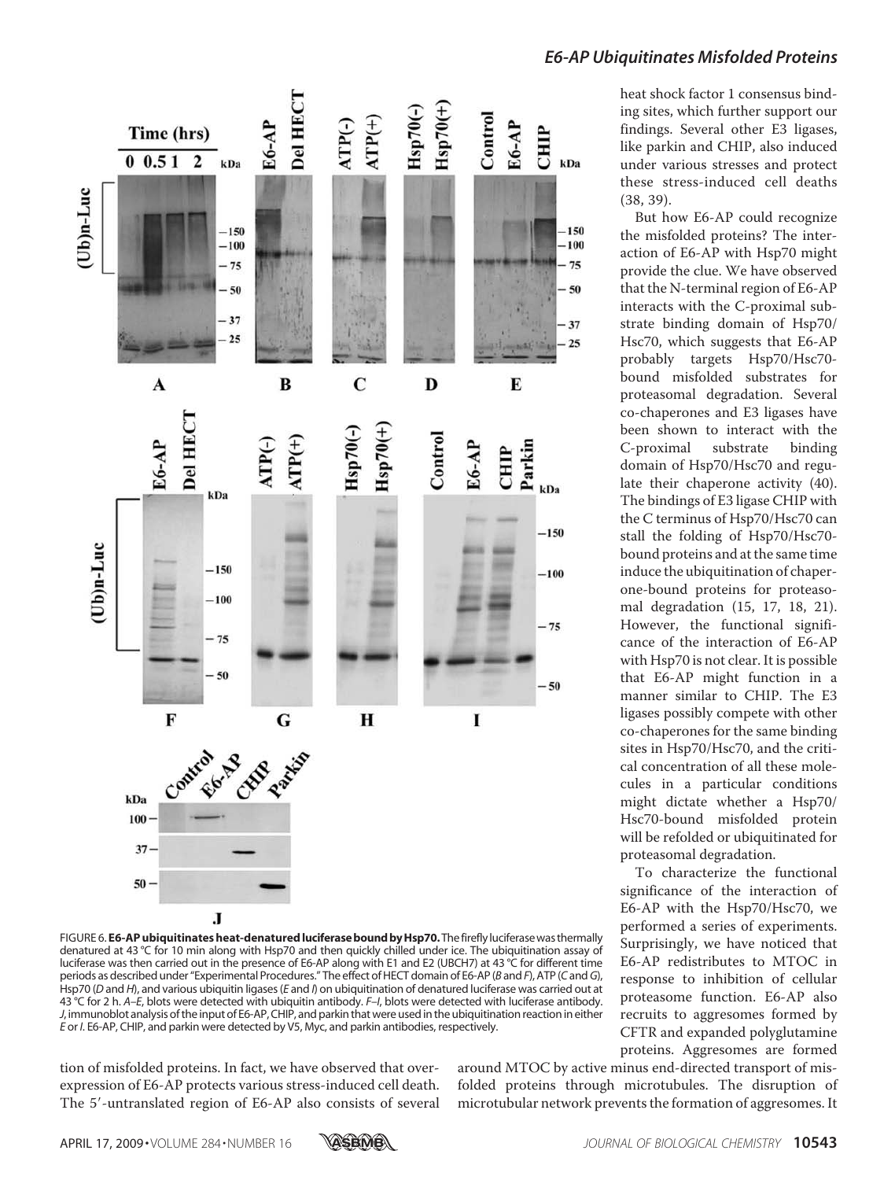Time (hrs)
0 0.5 1 2 kDa
(Ub)n-Luc
150
100
75
50
37
25
A

E6-AP Del HECT
B

ATP(-) ATP(+)
C

Hsp70(-) Hsp70(+)
D

Control E6-AP CHIP kDa
150
100
75
50
37
25
E

E6-AP Del HECT kDa
(Ub)n-Luc
150
100
75
50
F

ATP(-) ATP(+)
G

Hsp70(-) Hsp70(+)
H

Control E6-AP CHIP Parkin kDa
150
100
75
50
I

Control E6-AP CHIP Parkin
kDa
100
37
50
J

FIGURE 6. **E6-AP ubiquitinates heat-denatured luciferase bound by Hsp70.** The firefly luciferase was thermally denatured at 43 °C for 10 min along with Hsp70 and then quickly chilled under ice. The ubiquitination assay of luciferase was then carried out in the presence of E6-AP along with E1 and E2 (UBCH7) at 43 °C for different time periods as described under "Experimental Procedures." The effect of HECT domain of E6-AP (*B* and *F*), ATP (*C* and *G*), Hsp70 (*D* and *H*), and various ubiquitin ligases (*E* and *I*) on ubiquitination of denatured luciferase was carried out at 43 °C for 2 h. *A–E*, blots were detected with ubiquitin antibody. *F–I*, blots were detected with luciferase antibody. *J*, immunoblot analysis of the input of E6-AP, CHIP, and parkin that were used in the ubiquitination reaction in either *E* or *I*. E6-AP, CHIP, and parkin were detected by V5, Myc, and parkin antibodies, respectively.

tion of misfolded proteins. In fact, we have observed that overexpression of E6-AP protects various stress-induced cell death. The 5′-untranslated region of E6-AP also consists of several heat shock factor 1 consensus binding sites, which further support our findings. Several other E3 ligases, like parkin and CHIP, also induced under various stresses and protect these stress-induced cell deaths (38, 39).

But how E6-AP could recognize the misfolded proteins? The interaction of E6-AP with Hsp70 might provide the clue. We have observed that the N-terminal region of E6-AP interacts with the C-proximal substrate binding domain of Hsp70/Hsc70, which suggests that E6-AP probably targets Hsp70/Hsc70-bound misfolded substrates for proteasomal degradation. Several co-chaperones and E3 ligases have been shown to interact with the C-proximal substrate binding domain of Hsp70/Hsc70 and regulate their chaperone activity (40). The bindings of E3 ligase CHIP with the C terminus of Hsp70/Hsc70 can stall the folding of Hsp70/Hsc70-bound proteins and at the same time induce the ubiquitination of chaperone-bound proteins for proteasomal degradation (15, 17, 18, 21). However, the functional significance of the interaction of E6-AP with Hsp70 is not clear. It is possible that E6-AP might function in a manner similar to CHIP. The E3 ligases possibly compete with other co-chaperones for the same binding sites in Hsp70/Hsc70, and the critical concentration of all these molecules in a particular conditions might dictate whether a Hsp70/Hsc70-bound misfolded protein will be refolded or ubiquitinated for proteasomal degradation.

To characterize the functional significance of the interaction of E6-AP with the Hsp70/Hsc70, we performed a series of experiments. Surprisingly, we have noticed that E6-AP redistributes to MTOC in response to inhibition of cellular proteasome function. E6-AP also recruits to aggresomes formed by CFTR and expanded polyglutamine proteins. Aggresomes are formed around MTOC by active minus end-directed transport of misfolded proteins through microtubules. The disruption of microtubular network prevents the formation of aggresomes. It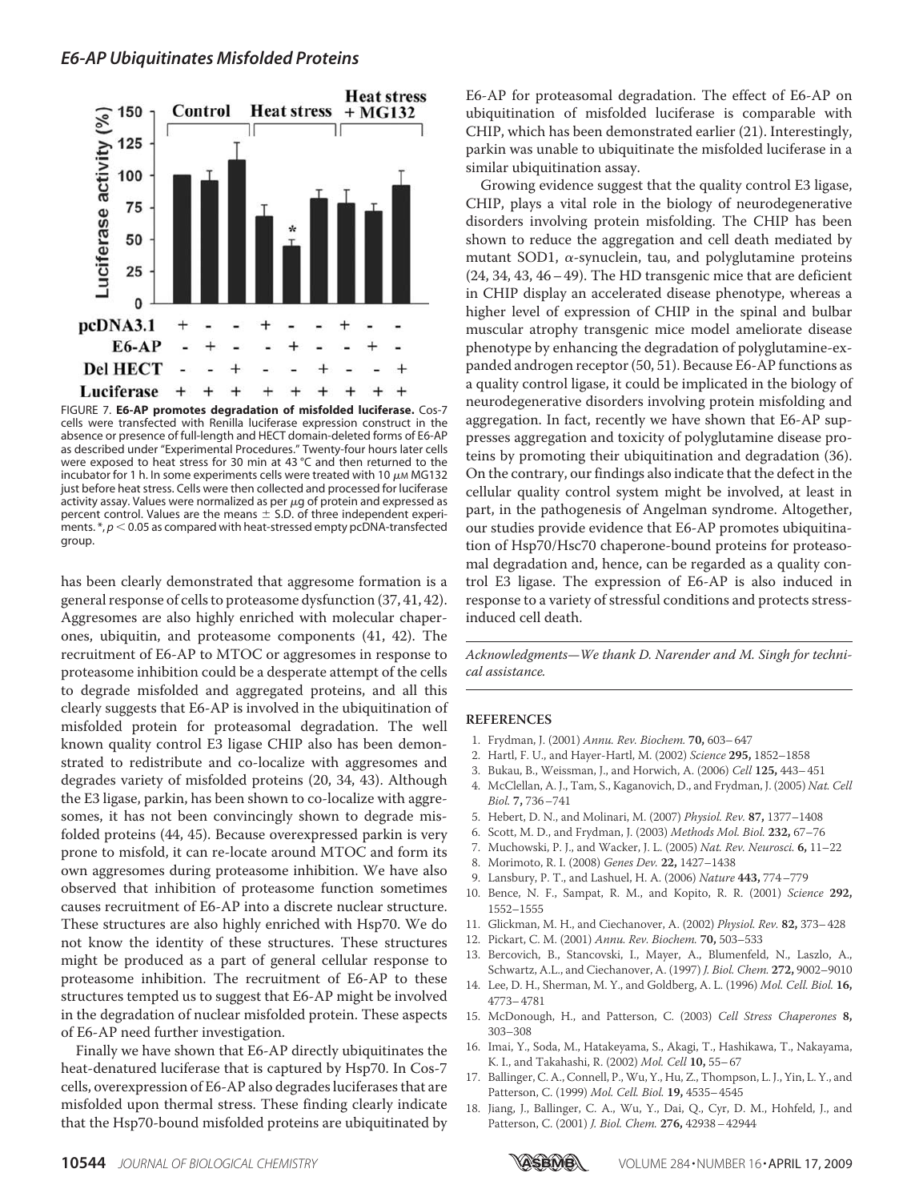Heat stress

Control Heat stress + MG132

Luciferase activity (%)

150

125

100

75

50

25

0

*

pcDNA3.1 + - - + - - + - -

E6-AP - + - - + - - + -

Del HECT - - + - - + - - +

Luciferase + + + + + + + + +

FIGURE 7. **E6-AP promotes degradation of misfolded luciferase.** Cos-7 cells were transfected with Renilla luciferase expression construct in the absence or presence of full-length and HECT domain-deleted forms of E6-AP as described under "Experimental Procedures." Twenty-four hours later cells were exposed to heat stress for 30 min at 43 °C and then returned to the incubator for 1 h. In some experiments cells were treated with 10 $\mu$M MG132 just before heat stress. Cells were then collected and processed for luciferase activity assay. Values were normalized as per $\mu$g of protein and expressed as percent control. Values are the means ± S.D. of three independent experiments. *, $p < 0.05$ as compared with heat-stressed empty pcDNA-transfected group.

has been clearly demonstrated that aggresome formation is a general response of cells to proteasome dysfunction (37, 41, 42). Aggresomes are also highly enriched with molecular chaperones, ubiquitin, and proteasome components (41, 42). The recruitment of E6-AP to MTOC or aggresomes in response to proteasome inhibition could be a desperate attempt of the cells to degrade misfolded and aggregated proteins, and all this clearly suggests that E6-AP is involved in the ubiquitination of misfolded protein for proteasomal degradation. The well known quality control E3 ligase CHIP also has been demonstrated to redistribute and co-localize with aggresomes and degrades variety of misfolded proteins (20, 34, 43). Although the E3 ligase, parkin, has been shown to co-localize with aggresomes, it has not been convincingly shown to degrade misfolded proteins (44, 45). Because overexpressed parkin is very prone to misfold, it can re-locate around MTOC and form its own aggresomes during proteasome inhibition. We have also observed that inhibition of proteasome function sometimes causes recruitment of E6-AP into a discrete nuclear structure. These structures are also highly enriched with Hsp70. We do not know the identity of these structures. These structures might be produced as a part of general cellular response to proteasome inhibition. The recruitment of E6-AP to these structures tempted us to suggest that E6-AP might be involved in the degradation of nuclear misfolded protein. These aspects of E6-AP need further investigation.

Finally we have shown that E6-AP directly ubiquitinates the heat-denatured luciferase that is captured by Hsp70. In Cos-7 cells, overexpression of E6-AP also degrades luciferases that are misfolded upon thermal stress. These finding clearly indicate that the Hsp70-bound misfolded proteins are ubiquitinated by E6-AP for proteasomal degradation. The effect of E6-AP on ubiquitination of misfolded luciferase is comparable with CHIP, which has been demonstrated earlier (21). Interestingly, parkin was unable to ubiquitinate the misfolded luciferase in a similar ubiquitination assay.

Growing evidence suggest that the quality control E3 ligase, CHIP, plays a vital role in the biology of neurodegenerative disorders involving protein misfolding. The CHIP has been shown to reduce the aggregation and cell death mediated by mutant SOD1, $\alpha$-synuclein, tau, and polyglutamine proteins (24, 34, 43, 46–49). The HD transgenic mice that are deficient in CHIP display an accelerated disease phenotype, whereas a higher level of expression of CHIP in the spinal and bulbar muscular atrophy transgenic mice model ameliorate disease phenotype by enhancing the degradation of polyglutamine-expanded androgen receptor (50, 51). Because E6-AP functions as a quality control ligase, it could be implicated in the biology of neurodegenerative disorders involving protein misfolding and aggregation. In fact, recently we have shown that E6-AP suppresses aggregation and toxicity of polyglutamine disease proteins by promoting their ubiquitination and degradation (36). On the contrary, our findings also indicate that the defect in the cellular quality control system might be involved, at least in part, in the pathogenesis of Angelman syndrome. Altogether, our studies provide evidence that E6-AP promotes ubiquitination of Hsp70/Hsc70 chaperone-bound proteins for proteasomal degradation and, hence, can be regarded as a quality control E3 ligase. The expression of E6-AP is also induced in response to a variety of stressful conditions and protects stress-induced cell death.

*Acknowledgments—We thank D. Narender and M. Singh for technical assistance.*

## REFERENCES

1. Frydman, J. (2001) *Annu. Rev. Biochem.* **70,** 603–647
2. Hartl, F. U., and Hayer-Hartl, M. (2002) *Science* **295,** 1852–1858
3. Bukau, B., Weissman, J., and Horwich, A. (2006) *Cell* **125,** 443–451
4. McClellan, A. J., Tam, S., Kaganovich, D., and Frydman, J. (2005) *Nat. Cell Biol.* **7,** 736–741
5. Hebert, D. N., and Molinari, M. (2007) *Physiol. Rev.* **87,** 1377–1408
6. Scott, M. D., and Frydman, J. (2003) *Methods Mol. Biol.* **232,** 67–76
7. Muchowski, P. J., and Wacker, J. L. (2005) *Nat. Rev. Neurosci.* **6,** 11–22
8. Morimoto, R. I. (2008) *Genes Dev.* **22,** 1427–1438
9. Lansbury, P. T., and Lashuel, H. A. (2006) *Nature* **443,** 774–779
10. Bence, N. F., Sampat, R. M., and Kopito, R. R. (2001) *Science* **292,** 1552–1555
11. Glickman, M. H., and Ciechanover, A. (2002) *Physiol. Rev.* **82,** 373–428
12. Pickart, C. M. (2001) *Annu. Rev. Biochem.* **70,** 503–533
13. Bercovich, B., Stancovski, I., Mayer, A., Blumenfeld, N., Laszlo, A., Schwartz, A.L., and Ciechanover, A. (1997) *J. Biol. Chem.* **272,** 9002–9010
14. Lee, D. H., Sherman, M. Y., and Goldberg, A. L. (1996) *Mol. Cell. Biol.* **16,** 4773–4781
15. McDonough, H., and Patterson, C. (2003) *Cell Stress Chaperones* **8,** 303–308
16. Imai, Y., Soda, M., Hatakeyama, S., Akagi, T., Hashikawa, T., Nakayama, K. I., and Takahashi, R. (2002) *Mol. Cell* **10,** 55–67
17. Ballinger, C. A., Connell, P., Wu, Y., Hu, Z., Thompson, L. J., Yin, L. Y., and Patterson, C. (1999) *Mol. Cell. Biol.* **19,** 4535–4545
18. Jiang, J., Ballinger, C. A., Wu, Y., Dai, Q., Cyr, D. M., Hohfeld, J., and Patterson, C. (2001) *J. Biol. Chem.* **276,** 42938–42944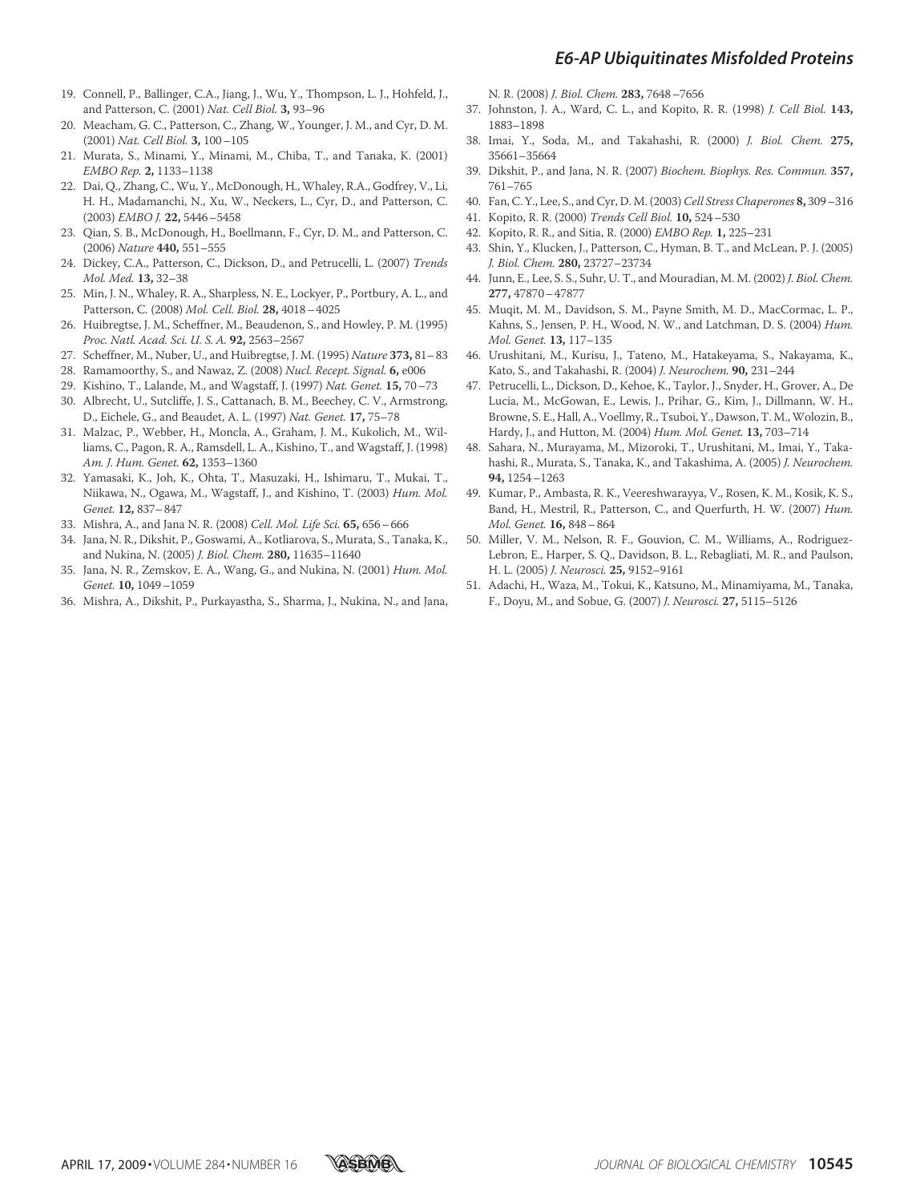19. Connell, P., Ballinger, C.A., Jiang, J., Wu, Y., Thompson, L. J., Hohfeld, J., and Patterson, C. (2001) *Nat. Cell Biol.* **3,** 93–96
20. Meacham, G. C., Patterson, C., Zhang, W., Younger, J. M., and Cyr, D. M. (2001) *Nat. Cell Biol.* **3,** 100–105
21. Murata, S., Minami, Y., Minami, M., Chiba, T., and Tanaka, K. (2001) *EMBO Rep.* **2,** 1133–1138
22. Dai, Q., Zhang, C., Wu, Y., McDonough, H., Whaley, R.A., Godfrey, V., Li, H. H., Madamanchi, N., Xu, W., Neckers, L., Cyr, D., and Patterson, C. (2003) *EMBO J.* **22,** 5446–5458
23. Qian, S. B., McDonough, H., Boellmann, F., Cyr, D. M., and Patterson, C. (2006) *Nature* **440,** 551–555
24. Dickey, C.A., Patterson, C., Dickson, D., and Petrucelli, L. (2007) *Trends Mol. Med.* **13,** 32–38
25. Min, J. N., Whaley, R. A., Sharpless, N. E., Lockyer, P., Portbury, A. L., and Patterson, C. (2008) *Mol. Cell. Biol.* **28,** 4018–4025
26. Huibregtse, J. M., Scheffner, M., Beaudenon, S., and Howley, P. M. (1995) *Proc. Natl. Acad. Sci. U. S. A.* **92,** 2563–2567
27. Scheffner, M., Nuber, U., and Huibregtse, J. M. (1995) *Nature* **373,** 81–83
28. Ramamoorthy, S., and Nawaz, Z. (2008) *Nucl. Recept. Signal.* **6,** e006
29. Kishino, T., Lalande, M., and Wagstaff, J. (1997) *Nat. Genet.* **15,** 70–73
30. Albrecht, U., Sutcliffe, J. S., Cattanach, B. M., Beechey, C. V., Armstrong, D., Eichele, G., and Beaudet, A. L. (1997) *Nat. Genet.* **17,** 75–78
31. Malzac, P., Webber, H., Moncla, A., Graham, J. M., Kukolich, M., Williams, C., Pagon, R. A., Ramsdell, L. A., Kishino, T., and Wagstaff, J. (1998) *Am. J. Hum. Genet.* **62,** 1353–1360
32. Yamasaki, K., Joh, K., Ohta, T., Masuzaki, H., Ishimaru, T., Mukai, T., Niikawa, N., Ogawa, M., Wagstaff, J., and Kishino, T. (2003) *Hum. Mol. Genet.* **12,** 837–847
33. Mishra, A., and Jana N. R. (2008) *Cell. Mol. Life Sci.* **65,** 656–666
34. Jana, N. R., Dikshit, P., Goswami, A., Kotliarova, S., Murata, S., Tanaka, K., and Nukina, N. (2005) *J. Biol. Chem.* **280,** 11635–11640
35. Jana, N. R., Zemskov, E. A., Wang, G., and Nukina, N. (2001) *Hum. Mol. Genet.* **10,** 1049–1059
36. Mishra, A., Dikshit, P., Purkayastha, S., Sharma, J., Nukina, N., and Jana, N. R. (2008) *J. Biol. Chem.* **283,** 7648–7656
37. Johnston, J. A., Ward, C. L., and Kopito, R. R. (1998) *J. Cell Biol.* **143,** 1883–1898
38. Imai, Y., Soda, M., and Takahashi, R. (2000) *J. Biol. Chem.* **275,** 35661–35664
39. Dikshit, P., and Jana, N. R. (2007) *Biochem. Biophys. Res. Commun.* **357,** 761–765
40. Fan, C. Y., Lee, S., and Cyr, D. M. (2003) *Cell Stress Chaperones* **8,** 309–316
41. Kopito, R. R. (2000) *Trends Cell Biol.* **10,** 524–530
42. Kopito, R. R., and Sitia, R. (2000) *EMBO Rep.* **1,** 225–231
43. Shin, Y., Klucken, J., Patterson, C., Hyman, B. T., and McLean, P. J. (2005) *J. Biol. Chem.* **280,** 23727–23734
44. Junn, E., Lee, S. S., Suhr, U. T., and Mouradian, M. M. (2002) *J. Biol. Chem.* **277,** 47870–47877
45. Muqit, M. M., Davidson, S. M., Payne Smith, M. D., MacCormac, L. P., Kahns, S., Jensen, P. H., Wood, N. W., and Latchman, D. S. (2004) *Hum. Mol. Genet.* **13,** 117–135
46. Urushitani, M., Kurisu, J., Tateno, M., Hatakeyama, S., Nakayama, K., Kato, S., and Takahashi, R. (2004) *J. Neurochem.* **90,** 231–244
47. Petrucelli, L., Dickson, D., Kehoe, K., Taylor, J., Snyder, H., Grover, A., De Lucia, M., McGowan, E., Lewis, J., Prihar, G., Kim, J., Dillmann, W. H., Browne, S. E., Hall, A., Voellmy, R., Tsuboi, Y., Dawson, T. M., Wolozin, B., Hardy, J., and Hutton, M. (2004) *Hum. Mol. Genet.* **13,** 703–714
48. Sahara, N., Murayama, M., Mizoroki, T., Urushitani, M., Imai, Y., Takahashi, R., Murata, S., Tanaka, K., and Takashima, A. (2005) *J. Neurochem.* **94,** 1254–1263
49. Kumar, P., Ambasta, R. K., Veereshwarayya, V., Rosen, K. M., Kosik, K. S., Band, H., Mestril, R., Patterson, C., and Querfurth, H. W. (2007) *Hum. Mol. Genet.* **16,** 848–864
50. Miller, V. M., Nelson, R. F., Gouvion, C. M., Williams, A., Rodriguez-Lebron, E., Harper, S. Q., Davidson, B. L., Rebagliati, M. R., and Paulson, H. L. (2005) *J. Neurosci.* **25,** 9152–9161
51. Adachi, H., Waza, M., Tokui, K., Katsuno, M., Minamiyama, M., Tanaka, F., Doyu, M., and Sobue, G. (2007) *J. Neurosci.* **27,** 5115–5126